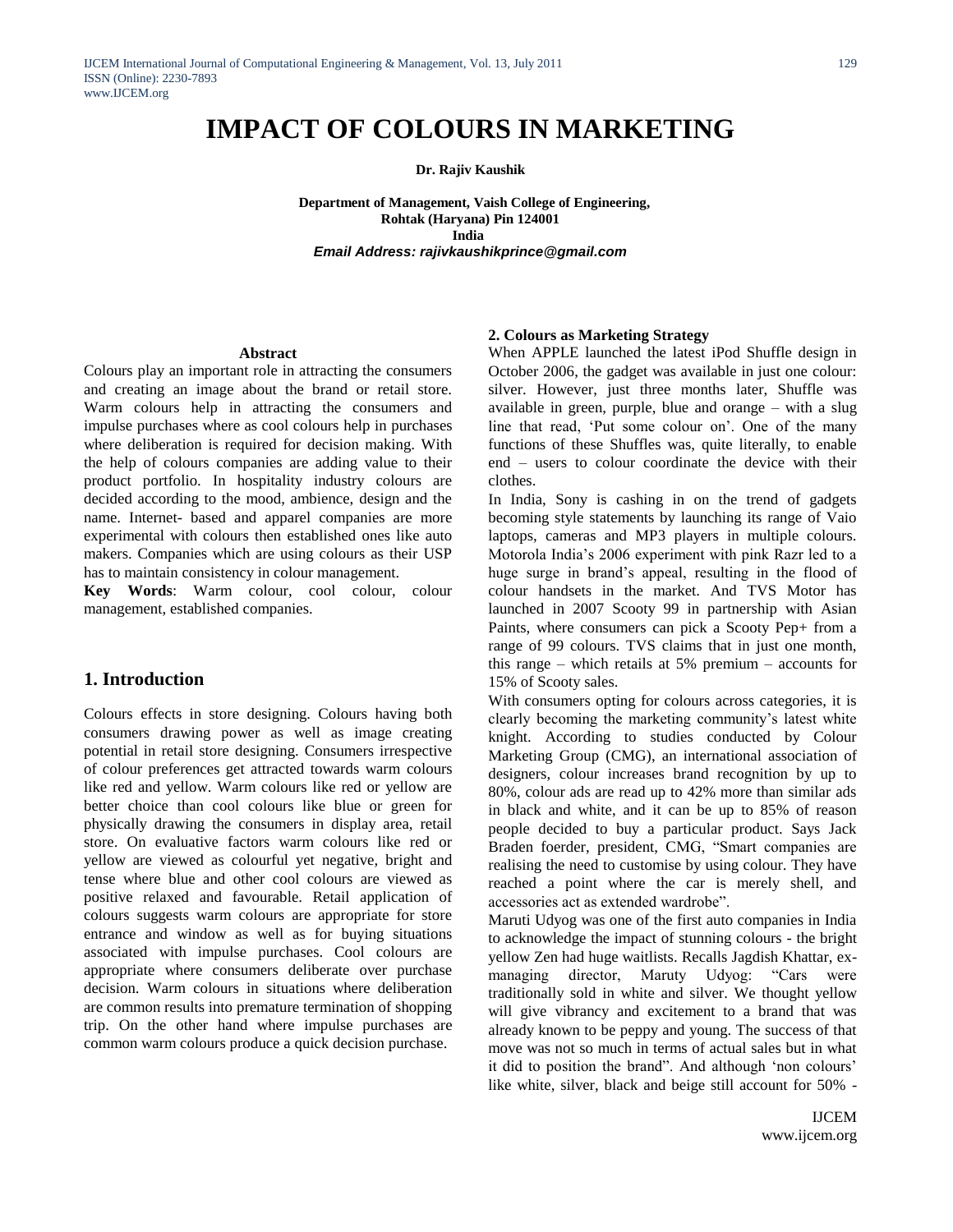# IMPACT OF COLOURS IN MARKETING

**Dr. Rajiv Kaushik**

**Department of Management, Vaish College of Engineering,**
**Rohtak (Haryana) Pin 124001**
**India**
***Email Address: rajivkaushikprince@gmail.com***

#### Abstract

Colours play an important role in attracting the consumers and creating an image about the brand or retail store. Warm colours help in attracting the consumers and impulse purchases where as cool colours help in purchases where deliberation is required for decision making. With the help of colours companies are adding value to their product portfolio. In hospitality industry colours are decided according to the mood, ambience, design and the name. Internet- based and apparel companies are more experimental with colours then established ones like auto makers. Companies which are using colours as their USP has to maintain consistency in colour management.

**Key Words**: Warm colour, cool colour, colour management, established companies.

## 1. Introduction

Colours effects in store designing. Colours having both consumers drawing power as well as image creating potential in retail store designing. Consumers irrespective of colour preferences get attracted towards warm colours like red and yellow. Warm colours like red or yellow are better choice than cool colours like blue or green for physically drawing the consumers in display area, retail store. On evaluative factors warm colours like red or yellow are viewed as colourful yet negative, bright and tense where blue and other cool colours are viewed as positive relaxed and favourable. Retail application of colours suggests warm colours are appropriate for store entrance and window as well as for buying situations associated with impulse purchases. Cool colours are appropriate where consumers deliberate over purchase decision. Warm colours in situations where deliberation are common results into premature termination of shopping trip. On the other hand where impulse purchases are common warm colours produce a quick decision purchase.

#### 2. Colours as Marketing Strategy

When APPLE launched the latest iPod Shuffle design in October 2006, the gadget was available in just one colour: silver. However, just three months later, Shuffle was available in green, purple, blue and orange – with a slug line that read, 'Put some colour on'. One of the many functions of these Shuffles was, quite literally, to enable end – users to colour coordinate the device with their clothes.

In India, Sony is cashing in on the trend of gadgets becoming style statements by launching its range of Vaio laptops, cameras and MP3 players in multiple colours. Motorola India's 2006 experiment with pink Razr led to a huge surge in brand's appeal, resulting in the flood of colour handsets in the market. And TVS Motor has launched in 2007 Scooty 99 in partnership with Asian Paints, where consumers can pick a Scooty Pep+ from a range of 99 colours. TVS claims that in just one month, this range – which retails at 5% premium – accounts for 15% of Scooty sales.

With consumers opting for colours across categories, it is clearly becoming the marketing community's latest white knight. According to studies conducted by Colour Marketing Group (CMG), an international association of designers, colour increases brand recognition by up to 80%, colour ads are read up to 42% more than similar ads in black and white, and it can be up to 85% of reason people decided to buy a particular product. Says Jack Braden foerder, president, CMG, "Smart companies are realising the need to customise by using colour. They have reached a point where the car is merely shell, and accessories act as extended wardrobe".

Maruti Udyog was one of the first auto companies in India to acknowledge the impact of stunning colours - the bright yellow Zen had huge waitlists. Recalls Jagdish Khattar, ex-managing director, Maruty Udyog: "Cars were traditionally sold in white and silver. We thought yellow will give vibrancy and excitement to a brand that was already known to be peppy and young. The success of that move was not so much in terms of actual sales but in what it did to position the brand". And although 'non colours' like white, silver, black and beige still account for 50% -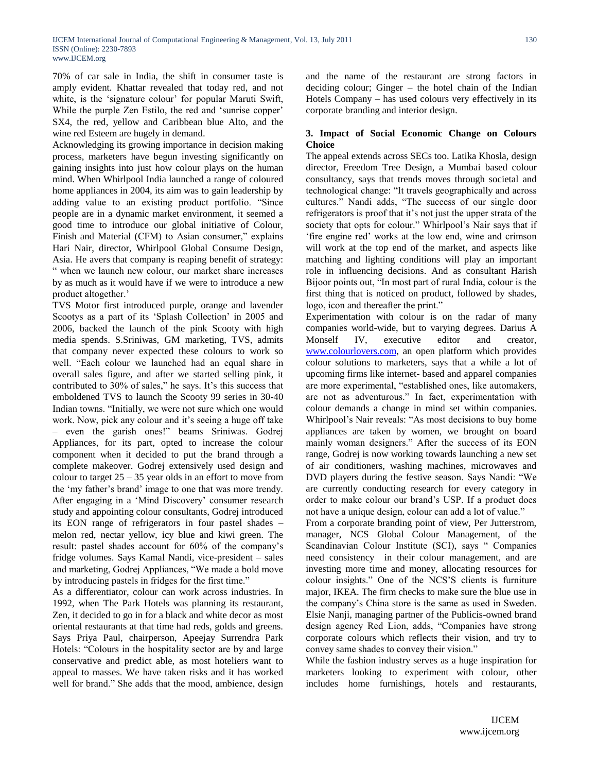70% of car sale in India, the shift in consumer taste is amply evident. Khattar revealed that today red, and not white, is the 'signature colour' for popular Maruti Swift, While the purple Zen Estilo, the red and 'sunrise copper' SX4, the red, yellow and Caribbean blue Alto, and the wine red Esteem are hugely in demand.

Acknowledging its growing importance in decision making process, marketers have begun investing significantly on gaining insights into just how colour plays on the human mind. When Whirlpool India launched a range of coloured home appliances in 2004, its aim was to gain leadership by adding value to an existing product portfolio. "Since people are in a dynamic market environment, it seemed a good time to introduce our global initiative of Colour, Finish and Material (CFM) to Asian consumer," explains Hari Nair, director, Whirlpool Global Consume Design, Asia. He avers that company is reaping benefit of strategy: " when we launch new colour, our market share increases by as much as it would have if we were to introduce a new product altogether.'

TVS Motor first introduced purple, orange and lavender Scootys as a part of its 'Splash Collection' in 2005 and 2006, backed the launch of the pink Scooty with high media spends. S.Sriniwas, GM marketing, TVS, admits that company never expected these colours to work so well. "Each colour we launched had an equal share in overall sales figure, and after we started selling pink, it contributed to 30% of sales," he says. It's this success that emboldened TVS to launch the Scooty 99 series in 30-40 Indian towns. "Initially, we were not sure which one would work. Now, pick any colour and it's seeing a huge off take – even the garish ones!" beams Sriniwas. Godrej Appliances, for its part, opted to increase the colour component when it decided to put the brand through a complete makeover. Godrej extensively used design and colour to target 25 – 35 year olds in an effort to move from the 'my father's brand' image to one that was more trendy. After engaging in a 'Mind Discovery' consumer research study and appointing colour consultants, Godrej introduced its EON range of refrigerators in four pastel shades – melon red, nectar yellow, icy blue and kiwi green. The result: pastel shades account for 60% of the company's fridge volumes. Says Kamal Nandi, vice-president – sales and marketing, Godrej Appliances, "We made a bold move by introducing pastels in fridges for the first time."

As a differentiator, colour can work across industries. In 1992, when The Park Hotels was planning its restaurant, Zen, it decided to go in for a black and white decor as most oriental restaurants at that time had reds, golds and greens. Says Priya Paul, chairperson, Apeejay Surrendra Park Hotels: "Colours in the hospitality sector are by and large conservative and predict able, as most hoteliers want to appeal to masses. We have taken risks and it has worked well for brand." She adds that the mood, ambience, design and the name of the restaurant are strong factors in deciding colour; Ginger – the hotel chain of the Indian Hotels Company – has used colours very effectively in its corporate branding and interior design.

### 3. Impact of Social Economic Change on Colours Choice

The appeal extends across SECs too. Latika Khosla, design director, Freedom Tree Design, a Mumbai based colour consultancy, says that trends moves through societal and technological change: "It travels geographically and across cultures." Nandi adds, "The success of our single door refrigerators is proof that it's not just the upper strata of the society that opts for colour." Whirlpool's Nair says that if 'fire engine red' works at the low end, wine and crimson will work at the top end of the market, and aspects like matching and lighting conditions will play an important role in influencing decisions. And as consultant Harish Bijoor points out, "In most part of rural India, colour is the first thing that is noticed on product, followed by shades, logo, icon and thereafter the print."

Experimentation with colour is on the radar of many companies world-wide, but to varying degrees. Darius A Monself IV, executive editor and creator, www.colourlovers.com, an open platform which provides colour solutions to marketers, says that a while a lot of upcoming firms like internet- based and apparel companies are more experimental, "established ones, like automakers, are not as adventurous." In fact, experimentation with colour demands a change in mind set within companies. Whirlpool's Nair reveals: "As most decisions to buy home appliances are taken by women, we brought on board mainly woman designers." After the success of its EON range, Godrej is now working towards launching a new set of air conditioners, washing machines, microwaves and DVD players during the festive season. Says Nandi: "We are currently conducting research for every category in order to make colour our brand's USP. If a product does not have a unique design, colour can add a lot of value."

From a corporate branding point of view, Per Jutterstrom, manager, NCS Global Colour Management, of the Scandinavian Colour Institute (SCI), says " Companies need consistency in their colour management, and are investing more time and money, allocating resources for colour insights." One of the NCS'S clients is furniture major, IKEA. The firm checks to make sure the blue use in the company's China store is the same as used in Sweden. Elsie Nanji, managing partner of the Publicis-owned brand design agency Red Lion, adds, "Companies have strong corporate colours which reflects their vision, and try to convey same shades to convey their vision."

While the fashion industry serves as a huge inspiration for marketers looking to experiment with colour, other includes home furnishings, hotels and restaurants,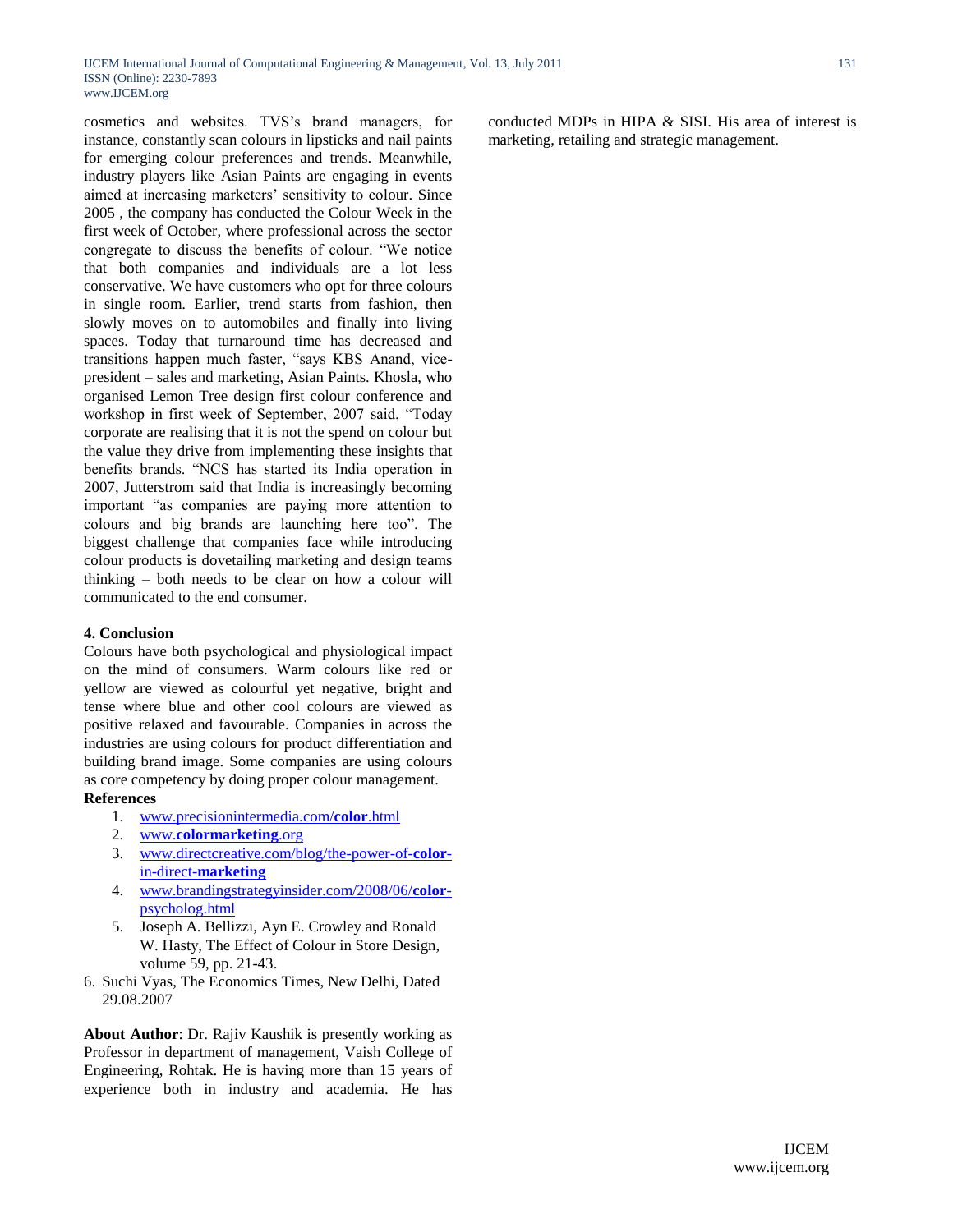cosmetics and websites. TVS's brand managers, for instance, constantly scan colours in lipsticks and nail paints for emerging colour preferences and trends. Meanwhile, industry players like Asian Paints are engaging in events aimed at increasing marketers' sensitivity to colour. Since 2005 , the company has conducted the Colour Week in the first week of October, where professional across the sector congregate to discuss the benefits of colour. "We notice that both companies and individuals are a lot less conservative. We have customers who opt for three colours in single room. Earlier, trend starts from fashion, then slowly moves on to automobiles and finally into living spaces. Today that turnaround time has decreased and transitions happen much faster, "says KBS Anand, vice-president – sales and marketing, Asian Paints. Khosla, who organised Lemon Tree design first colour conference and workshop in first week of September, 2007 said, "Today corporate are realising that it is not the spend on colour but the value they drive from implementing these insights that benefits brands. "NCS has started its India operation in 2007, Jutterstrom said that India is increasingly becoming important "as companies are paying more attention to colours and big brands are launching here too". The biggest challenge that companies face while introducing colour products is dovetailing marketing and design teams thinking – both needs to be clear on how a colour will communicated to the end consumer.

## 4. Conclusion

Colours have both psychological and physiological impact on the mind of consumers. Warm colours like red or yellow are viewed as colourful yet negative, bright and tense where blue and other cool colours are viewed as positive relaxed and favourable. Companies in across the industries are using colours for product differentiation and building brand image. Some companies are using colours as core competency by doing proper colour management.

**References**

1. www.precisionintermedia.com/**color**.html
2. www.**colormarketing**.org
3. www.directcreative.com/blog/the-power-of-**color**-in-direct-**marketing**
4. www.brandingstrategyinsider.com/2008/06/**color**-psycholog.html
5. Joseph A. Bellizzi, Ayn E. Crowley and Ronald W. Hasty, The Effect of Colour in Store Design, volume 59, pp. 21-43.
6. Suchi Vyas, The Economics Times, New Delhi, Dated 29.08.2007

**About Author**: Dr. Rajiv Kaushik is presently working as Professor in department of management, Vaish College of Engineering, Rohtak. He is having more than 15 years of experience both in industry and academia. He has conducted MDPs in HIPA & SISI. His area of interest is marketing, retailing and strategic management.